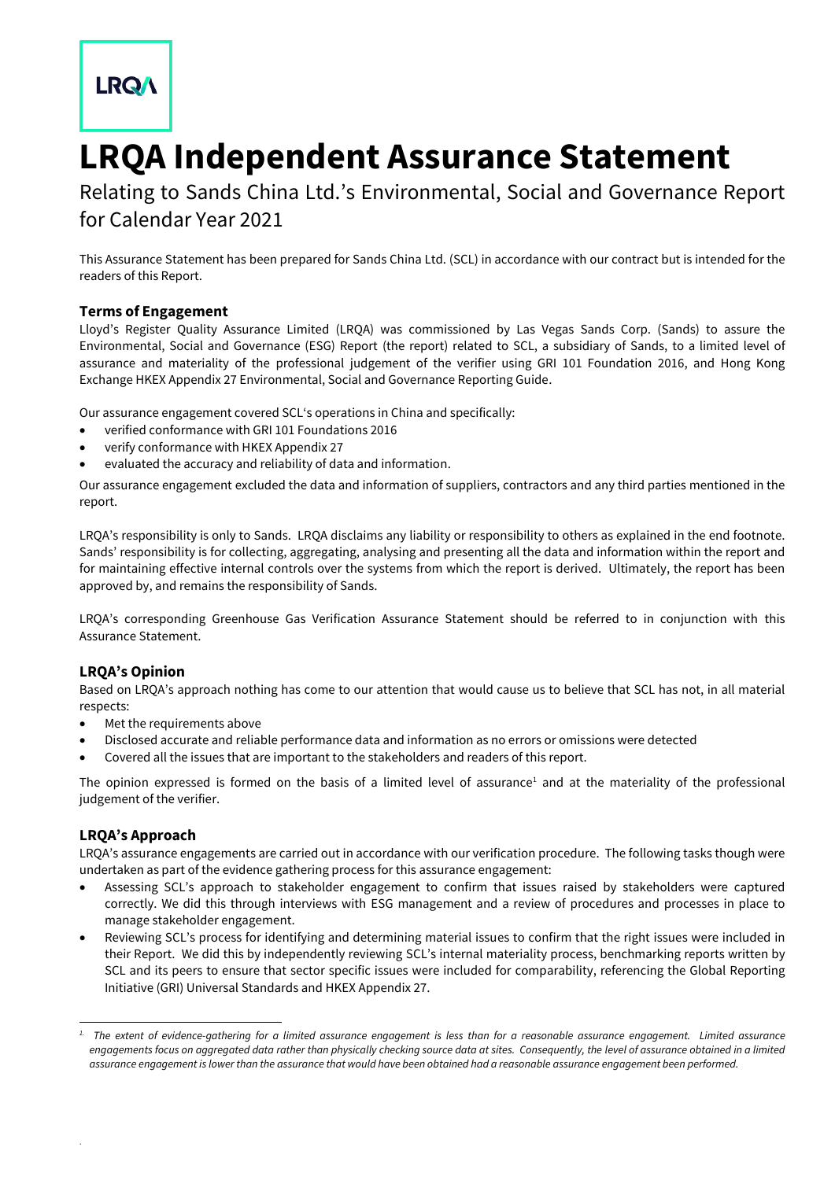LRQA

# LRQA Independent Assurance Statement

Relating to Sands China Ltd.'s Environmental, Social and Governance Report for Calendar Year 2021

This Assurance Statement has been prepared for Sands China Ltd. (SCL) in accordance with our contract but is intended for the readers of this Report.

### Terms of Engagement

Lloyd's Register Quality Assurance Limited (LRQA) was commissioned by Las Vegas Sands Corp. (Sands) to assure the Environmental, Social and Governance (ESG) Report (the report) related to SCL, a subsidiary of Sands, to a limited level of assurance and materiality of the professional judgement of the verifier using GRI 101 Foundation 2016, and Hong Kong Exchange HKEX Appendix 27 Environmental, Social and Governance Reporting Guide.

Our assurance engagement covered SCL's operations in China and specifically:

- verified conformance with GRI 101 Foundations 2016
- verify conformance with HKEX Appendix 27
- evaluated the accuracy and reliability of data and information.

Our assurance engagement excluded the data and information of suppliers, contractors and any third parties mentioned in the report.

LRQA's responsibility is only to Sands. LRQA disclaims any liability or responsibility to others as explained in the end footnote. Sands' responsibility is for collecting, aggregating, analysing and presenting all the data and information within the report and for maintaining effective internal controls over the systems from which the report is derived. Ultimately, the report has been approved by, and remains the responsibility of Sands.

LRQA's corresponding Greenhouse Gas Verification Assurance Statement should be referred to in conjunction with this Assurance Statement.

### LRQA's Opinion

Based on LRQA's approach nothing has come to our attention that would cause us to believe that SCL has not, in all material respects:

- Met the requirements above
- Disclosed accurate and reliable performance data and information as no errors or omissions were detected
- Covered all the issues that are important to the stakeholders and readers of this report.

The opinion expressed is formed on the basis of a limited level of assurance[1] and at the materiality of the professional judgement of the verifier.

### LRQA's Approach

LRQA's assurance engagements are carried out in accordance with our verification procedure. The following tasks though were undertaken as part of the evidence gathering process for this assurance engagement:

- Assessing SCL's approach to stakeholder engagement to confirm that issues raised by stakeholders were captured correctly. We did this through interviews with ESG management and a review of procedures and processes in place to manage stakeholder engagement.
- Reviewing SCL's process for identifying and determining material issues to confirm that the right issues were included in their Report. We did this by independently reviewing SCL's internal materiality process, benchmarking reports written by SCL and its peers to ensure that sector specific issues were included for comparability, referencing the Global Reporting Initiative (GRI) Universal Standards and HKEX Appendix 27.

[1] *The extent of evidence-gathering for a limited assurance engagement is less than for a reasonable assurance engagement. Limited assurance engagements focus on aggregated data rather than physically checking source data at sites. Consequently, the level of assurance obtained in a limited assurance engagement is lower than the assurance that would have been obtained had a reasonable assurance engagement been performed.*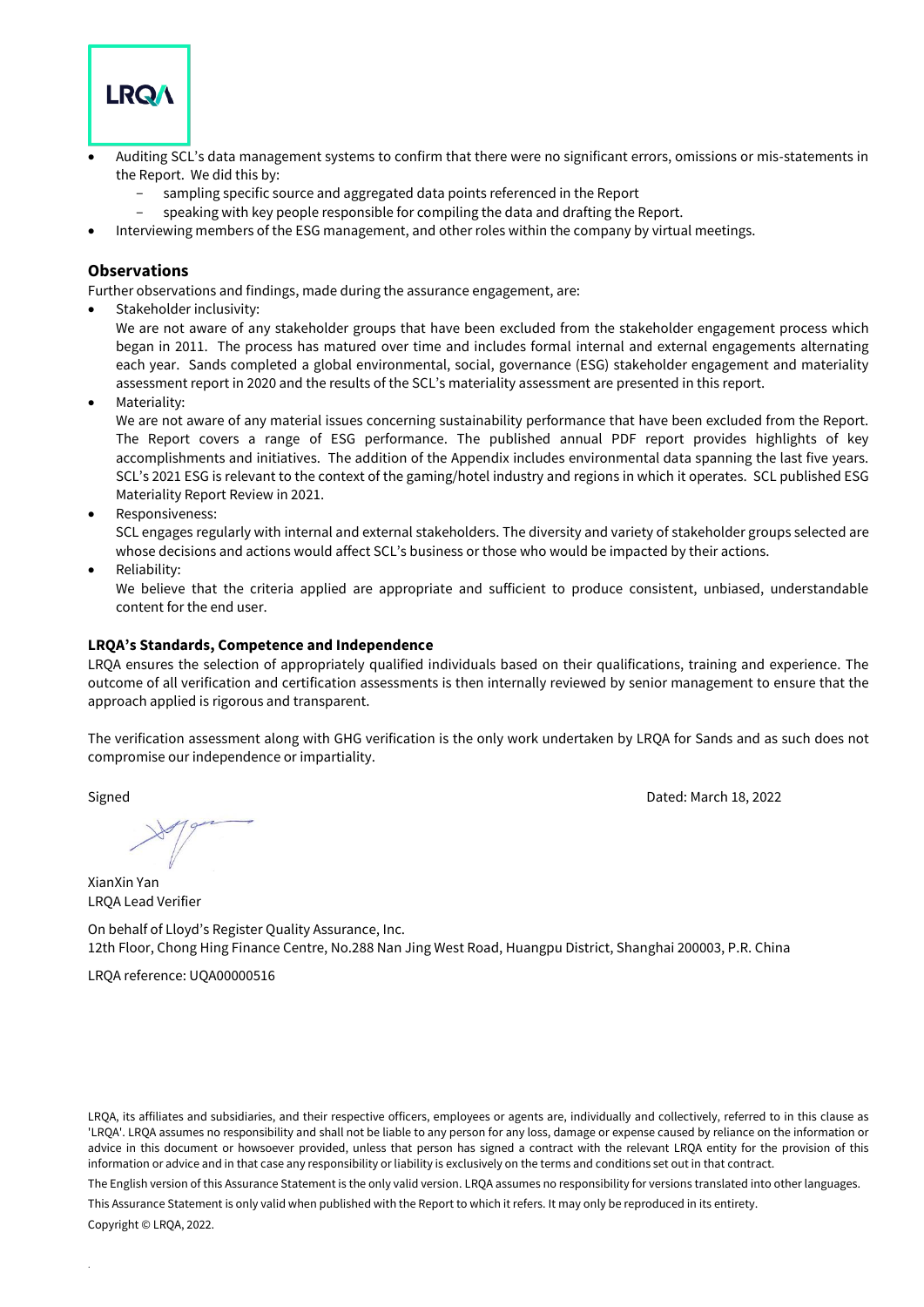- Auditing SCL's data management systems to confirm that there were no significant errors, omissions or mis-statements in the Report. We did this by:
  - sampling specific source and aggregated data points referenced in the Report
  - speaking with key people responsible for compiling the data and drafting the Report.
- Interviewing members of the ESG management, and other roles within the company by virtual meetings.

## Observations

Further observations and findings, made during the assurance engagement, are:

- Stakeholder inclusivity:
  We are not aware of any stakeholder groups that have been excluded from the stakeholder engagement process which began in 2011. The process has matured over time and includes formal internal and external engagements alternating each year. Sands completed a global environmental, social, governance (ESG) stakeholder engagement and materiality assessment report in 2020 and the results of the SCL's materiality assessment are presented in this report.
- Materiality:
  We are not aware of any material issues concerning sustainability performance that have been excluded from the Report. The Report covers a range of ESG performance. The published annual PDF report provides highlights of key accomplishments and initiatives. The addition of the Appendix includes environmental data spanning the last five years. SCL's 2021 ESG is relevant to the context of the gaming/hotel industry and regions in which it operates. SCL published ESG Materiality Report Review in 2021.
- Responsiveness:
  SCL engages regularly with internal and external stakeholders. The diversity and variety of stakeholder groups selected are whose decisions and actions would affect SCL's business or those who would be impacted by their actions.
- Reliability:
  We believe that the criteria applied are appropriate and sufficient to produce consistent, unbiased, understandable content for the end user.

### LRQA's Standards, Competence and Independence

LRQA ensures the selection of appropriately qualified individuals based on their qualifications, training and experience. The outcome of all verification and certification assessments is then internally reviewed by senior management to ensure that the approach applied is rigorous and transparent.

The verification assessment along with GHG verification is the only work undertaken by LRQA for Sands and as such does not compromise our independence or impartiality.

Signed

Dated: March 18, 2022

XianXin Yan
LRQA Lead Verifier

On behalf of Lloyd's Register Quality Assurance, Inc.
12th Floor, Chong Hing Finance Centre, No.288 Nan Jing West Road, Huangpu District, Shanghai 200003, P.R. China

LRQA reference: UQA00000516

LRQA, its affiliates and subsidiaries, and their respective officers, employees or agents are, individually and collectively, referred to in this clause as 'LRQA'. LRQA assumes no responsibility and shall not be liable to any person for any loss, damage or expense caused by reliance on the information or advice in this document or howsoever provided, unless that person has signed a contract with the relevant LRQA entity for the provision of this information or advice and in that case any responsibility or liability is exclusively on the terms and conditions set out in that contract.

The English version of this Assurance Statement is the only valid version. LRQA assumes no responsibility for versions translated into other languages.

This Assurance Statement is only valid when published with the Report to which it refers. It may only be reproduced in its entirety.

Copyright © LRQA, 2022.